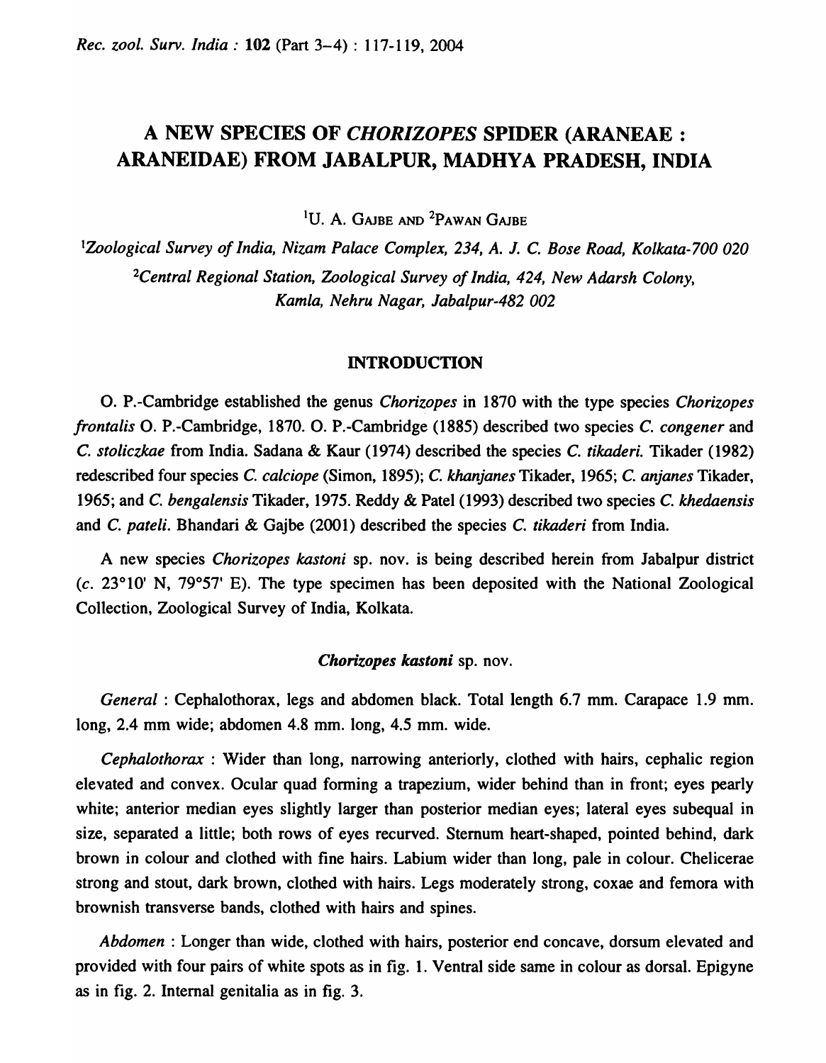# A NEW SPECIES OF *CHORIZOPES* SPIDER (ARANEAE : ARANEIDAE) FROM JABALPUR, MADHYA PRADESH, INDIA

[1]U. A. GAJBE AND [2]PAWAN GAJBE

[1]*Zoological Survey of India, Nizam Palace Complex, 234, A. J. C. Bose Road, Kolkata-700 020*

[2]*Central Regional Station, Zoological Survey of India, 424, New Adarsh Colony, Kamla, Nehru Nagar, Jabalpur-482 002*

## INTRODUCTION

O. P.-Cambridge established the genus *Chorizopes* in 1870 with the type species *Chorizopes frontalis* O. P.-Cambridge, 1870. O. P.-Cambridge (1885) described two species *C. congener* and *C. stoliczkae* from India. Sadana & Kaur (1974) described the species *C. tikaderi*. Tikader (1982) redescribed four species *C. calciope* (Simon, 1895); *C. khanjanes* Tikader, 1965; *C. anjanes* Tikader, 1965; and *C. bengalensis* Tikader, 1975. Reddy & Patel (1993) described two species *C. khedaensis* and *C. pateli*. Bhandari & Gajbe (2001) described the species *C. tikaderi* from India.

A new species *Chorizopes kastoni* sp. nov. is being described herein from Jabalpur district (*c.* 23°10' N, 79°57' E). The type specimen has been deposited with the National Zoological Collection, Zoological Survey of India, Kolkata.

### *Chorizopes kastoni* sp. nov.

*General* : Cephalothorax, legs and abdomen black. Total length 6.7 mm. Carapace 1.9 mm. long, 2.4 mm wide; abdomen 4.8 mm. long, 4.5 mm. wide.

*Cephalothorax* : Wider than long, narrowing anteriorly, clothed with hairs, cephalic region elevated and convex. Ocular quad forming a trapezium, wider behind than in front; eyes pearly white; anterior median eyes slightly larger than posterior median eyes; lateral eyes subequal in size, separated a little; both rows of eyes recurved. Sternum heart-shaped, pointed behind, dark brown in colour and clothed with fine hairs. Labium wider than long, pale in colour. Chelicerae strong and stout, dark brown, clothed with hairs. Legs moderately strong, coxae and femora with brownish transverse bands, clothed with hairs and spines.

*Abdomen* : Longer than wide, clothed with hairs, posterior end concave, dorsum elevated and provided with four pairs of white spots as in fig. 1. Ventral side same in colour as dorsal. Epigyne as in fig. 2. Internal genitalia as in fig. 3.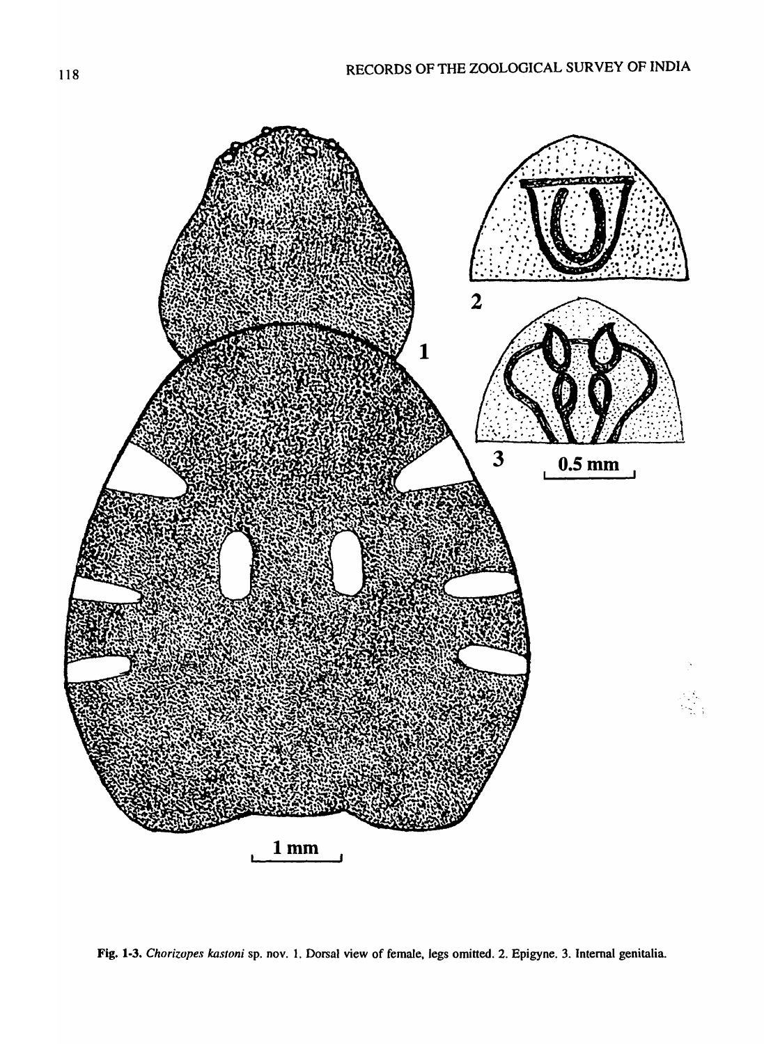**Fig. 1-3.** *Chorizopes kastoni* sp. nov. 1. Dorsal view of female, legs omitted. 2. Epigyne. 3. Internal genitalia.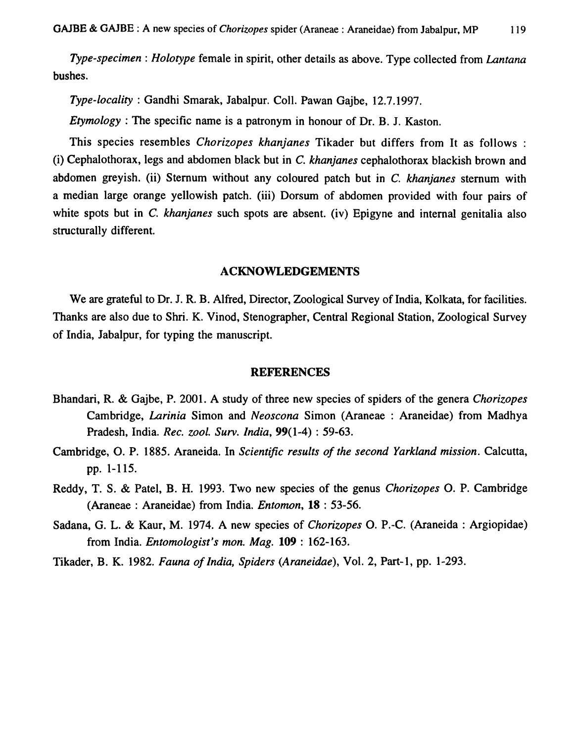*Type-specimen* : *Holotype* female in spirit, other details as above. Type collected from *Lantana* bushes.

*Type-locality* : Gandhi Smarak, Jabalpur. Coll. Pawan Gajbe, 12.7.1997.

*Etymology* : The specific name is a patronym in honour of Dr. B. J. Kaston.

This species resembles *Chorizopes khanjanes* Tikader but differs from It as follows : (i) Cephalothorax, legs and abdomen black but in *C. khanjanes* cephalothorax blackish brown and abdomen greyish. (ii) Sternum without any coloured patch but in *C. khanjanes* sternum with a median large orange yellowish patch. (iii) Dorsum of abdomen provided with four pairs of white spots but in *C. khanjanes* such spots are absent. (iv) Epigyne and internal genitalia also structurally different.

## ACKNOWLEDGEMENTS

We are grateful to Dr. J. R. B. Alfred, Director, Zoological Survey of India, Kolkata, for facilities. Thanks are also due to Shri. K. Vinod, Stenographer, Central Regional Station, Zoological Survey of India, Jabalpur, for typing the manuscript.

## REFERENCES

Bhandari, R. & Gajbe, P. 2001. A study of three new species of spiders of the genera *Chorizopes* Cambridge, *Larinia* Simon and *Neoscona* Simon (Araneae : Araneidae) from Madhya Pradesh, India. *Rec. zool. Surv. India*, **99**(1-4) : 59-63.

Cambridge, O. P. 1885. Araneida. In *Scientific results of the second Yarkland mission*. Calcutta, pp. 1-115.

Reddy, T. S. & Patel, B. H. 1993. Two new species of the genus *Chorizopes* O. P. Cambridge (Araneae : Araneidae) from India. *Entomon*, **18** : 53-56.

Sadana, G. L. & Kaur, M. 1974. A new species of *Chorizopes* O. P.-C. (Araneida : Argiopidae) from India. *Entomologist's mon. Mag.* **109** : 162-163.

Tikader, B. K. 1982. *Fauna of India, Spiders (Araneidae)*, Vol. 2, Part-1, pp. 1-293.